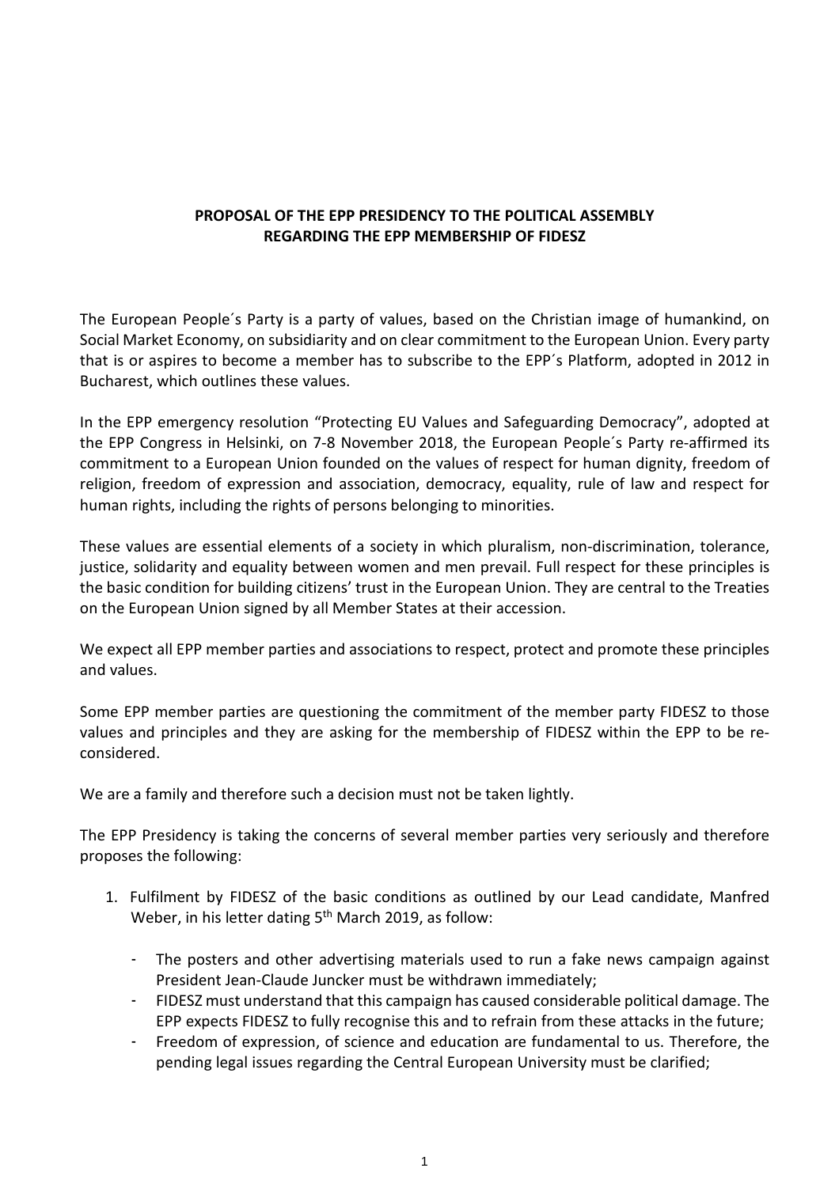**PROPOSAL OF THE EPP PRESIDENCY TO THE POLITICAL ASSEMBLY REGARDING THE EPP MEMBERSHIP OF FIDESZ**

The European People´s Party is a party of values, based on the Christian image of humankind, on Social Market Economy, on subsidiarity and on clear commitment to the European Union. Every party that is or aspires to become a member has to subscribe to the EPP´s Platform, adopted in 2012 in Bucharest, which outlines these values.

In the EPP emergency resolution "Protecting EU Values and Safeguarding Democracy", adopted at the EPP Congress in Helsinki, on 7-8 November 2018, the European People´s Party re-affirmed its commitment to a European Union founded on the values of respect for human dignity, freedom of religion, freedom of expression and association, democracy, equality, rule of law and respect for human rights, including the rights of persons belonging to minorities.

These values are essential elements of a society in which pluralism, non-discrimination, tolerance, justice, solidarity and equality between women and men prevail. Full respect for these principles is the basic condition for building citizens' trust in the European Union. They are central to the Treaties on the European Union signed by all Member States at their accession.

We expect all EPP member parties and associations to respect, protect and promote these principles and values.

Some EPP member parties are questioning the commitment of the member party FIDESZ to those values and principles and they are asking for the membership of FIDESZ within the EPP to be re-considered.

We are a family and therefore such a decision must not be taken lightly.

The EPP Presidency is taking the concerns of several member parties very seriously and therefore proposes the following:

1. Fulfilment by FIDESZ of the basic conditions as outlined by our Lead candidate, Manfred Weber, in his letter dating 5th March 2019, as follow:

   - The posters and other advertising materials used to run a fake news campaign against President Jean-Claude Juncker must be withdrawn immediately;
   - FIDESZ must understand that this campaign has caused considerable political damage. The EPP expects FIDESZ to fully recognise this and to refrain from these attacks in the future;
   - Freedom of expression, of science and education are fundamental to us. Therefore, the pending legal issues regarding the Central European University must be clarified;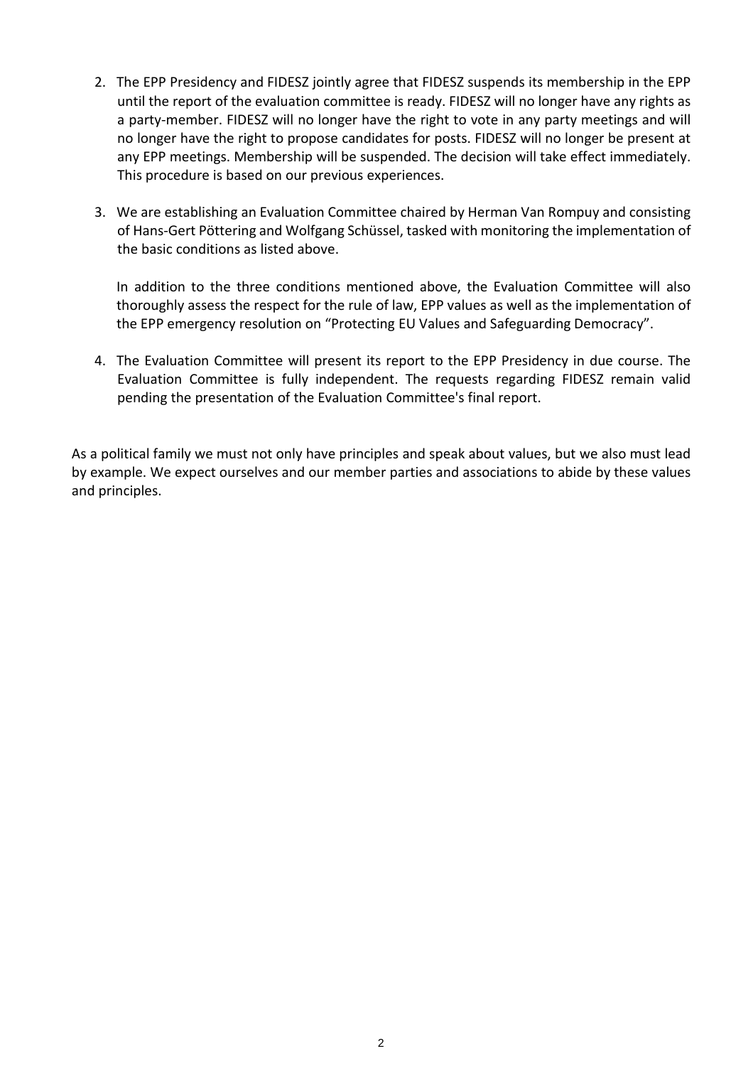2. The EPP Presidency and FIDESZ jointly agree that FIDESZ suspends its membership in the EPP until the report of the evaluation committee is ready. FIDESZ will no longer have any rights as a party-member. FIDESZ will no longer have the right to vote in any party meetings and will no longer have the right to propose candidates for posts. FIDESZ will no longer be present at any EPP meetings. Membership will be suspended. The decision will take effect immediately. This procedure is based on our previous experiences.

3. We are establishing an Evaluation Committee chaired by Herman Van Rompuy and consisting of Hans-Gert Pöttering and Wolfgang Schüssel, tasked with monitoring the implementation of the basic conditions as listed above.

   In addition to the three conditions mentioned above, the Evaluation Committee will also thoroughly assess the respect for the rule of law, EPP values as well as the implementation of the EPP emergency resolution on "Protecting EU Values and Safeguarding Democracy".

4. The Evaluation Committee will present its report to the EPP Presidency in due course. The Evaluation Committee is fully independent. The requests regarding FIDESZ remain valid pending the presentation of the Evaluation Committee's final report.

As a political family we must not only have principles and speak about values, but we also must lead by example. We expect ourselves and our member parties and associations to abide by these values and principles.